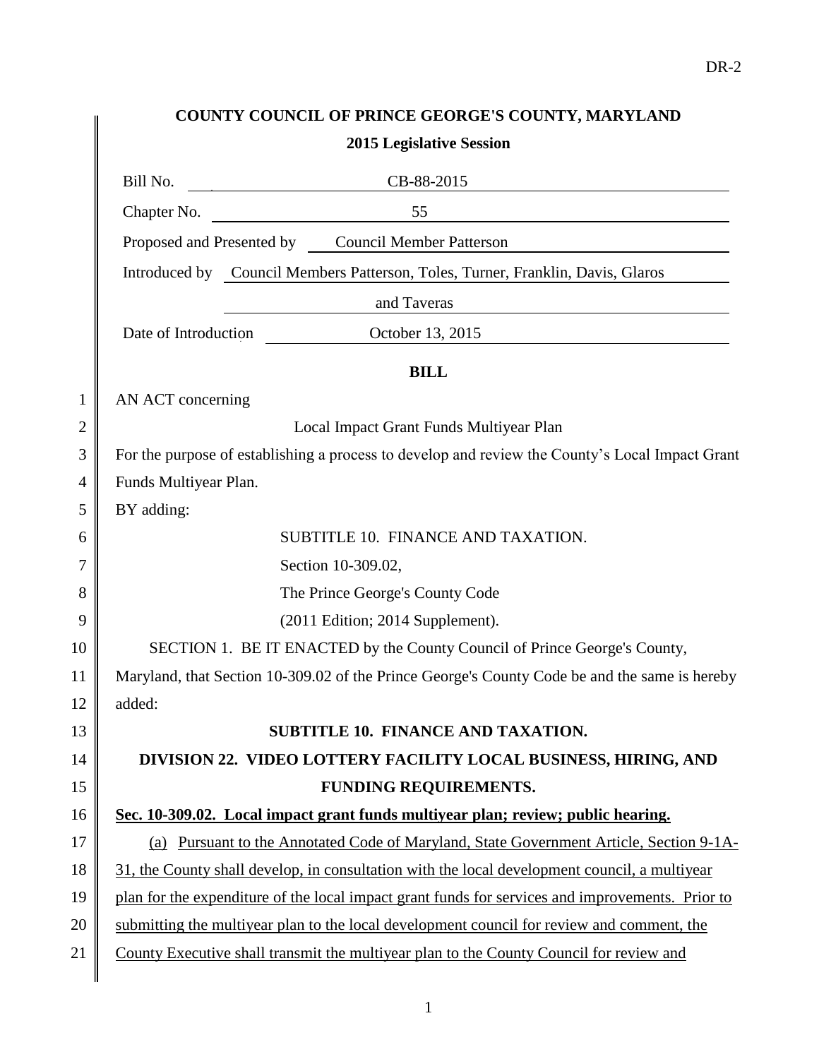**COUNTY COUNCIL OF PRINCE GEORGE'S COUNTY, MARYLAND**

**2015 Legislative Session**

Bill No. CB-88-2015

Chapter No. 55

Proposed and Presented by Council Member Patterson

Introduced by Council Members Patterson, Toles, Turner, Franklin, Davis, Glaros and Taveras

Date of Introduction October 13, 2015

**BILL**

AN ACT concerning

Local Impact Grant Funds Multiyear Plan

For the purpose of establishing a process to develop and review the County's Local Impact Grant Funds Multiyear Plan.

BY adding:

SUBTITLE 10. FINANCE AND TAXATION.

Section 10-309.02,

The Prince George's County Code

(2011 Edition; 2014 Supplement).

SECTION 1. BE IT ENACTED by the County Council of Prince George's County, Maryland, that Section 10-309.02 of the Prince George's County Code be and the same is hereby added:

**SUBTITLE 10. FINANCE AND TAXATION.**

**DIVISION 22. VIDEO LOTTERY FACILITY LOCAL BUSINESS, HIRING, AND FUNDING REQUIREMENTS.**

**Sec. 10-309.02. Local impact grant funds multiyear plan; review; public hearing.**

(a) Pursuant to the Annotated Code of Maryland, State Government Article, Section 9-1A-31, the County shall develop, in consultation with the local development council, a multiyear plan for the expenditure of the local impact grant funds for services and improvements. Prior to submitting the multiyear plan to the local development council for review and comment, the County Executive shall transmit the multiyear plan to the County Council for review and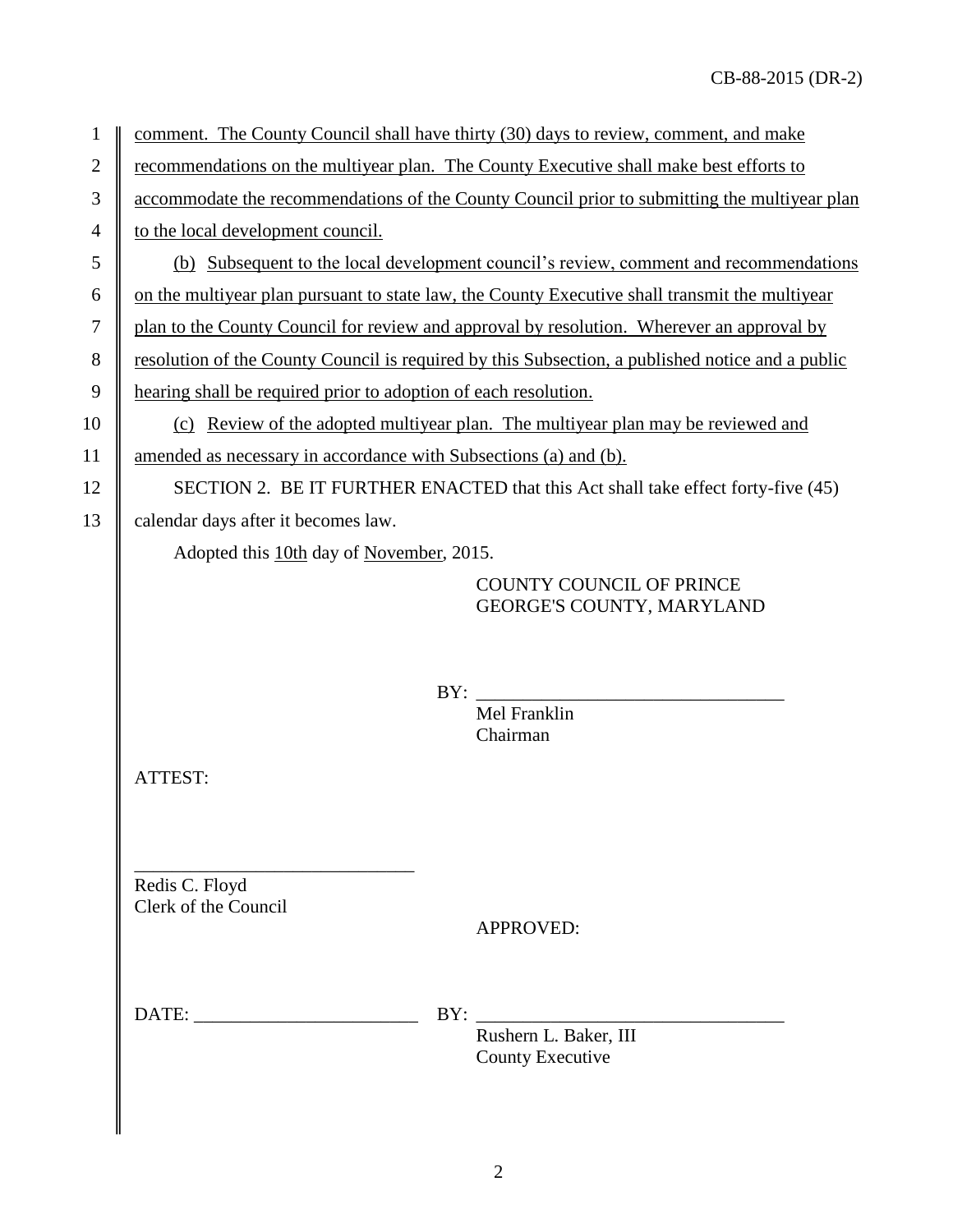comment. The County Council shall have thirty (30) days to review, comment, and make recommendations on the multiyear plan. The County Executive shall make best efforts to accommodate the recommendations of the County Council prior to submitting the multiyear plan to the local development council.

(b) Subsequent to the local development council's review, comment and recommendations on the multiyear plan pursuant to state law, the County Executive shall transmit the multiyear plan to the County Council for review and approval by resolution. Wherever an approval by resolution of the County Council is required by this Subsection, a published notice and a public hearing shall be required prior to adoption of each resolution.

(c) Review of the adopted multiyear plan. The multiyear plan may be reviewed and amended as necessary in accordance with Subsections (a) and (b).

SECTION 2. BE IT FURTHER ENACTED that this Act shall take effect forty-five (45) calendar days after it becomes law.

Adopted this 10th day of November, 2015.

COUNTY COUNCIL OF PRINCE GEORGE'S COUNTY, MARYLAND

BY: ________________________________
Mel Franklin
Chairman

ATTEST:

______________________________
Redis C. Floyd
Clerk of the Council

APPROVED:

DATE: ________________________ BY: ________________________________
Rushern L. Baker, III
County Executive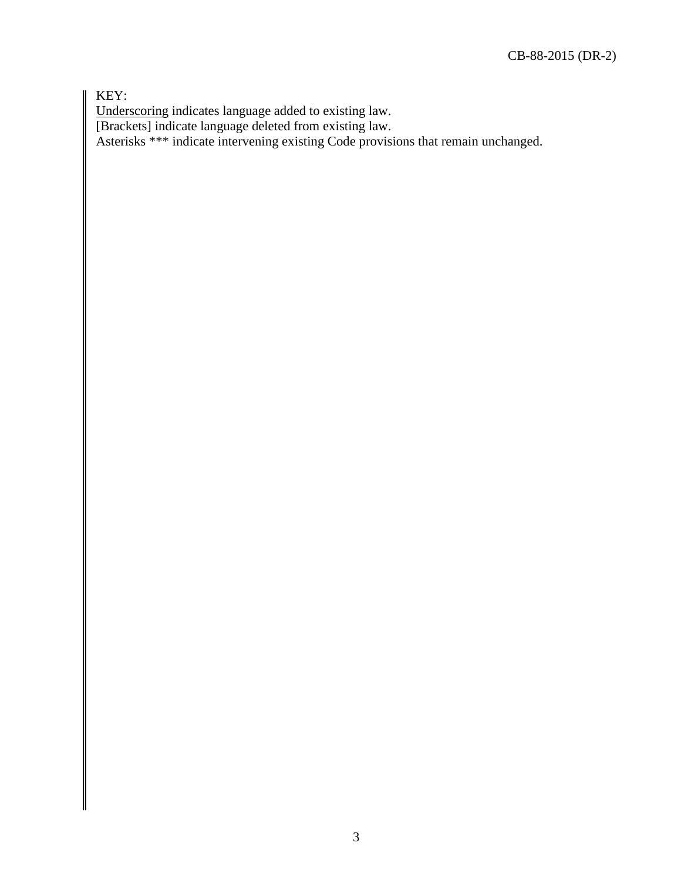KEY:

<u>Underscoring</u> indicates language added to existing law.
[Brackets] indicate language deleted from existing law.
Asterisks *** indicate intervening existing Code provisions that remain unchanged.